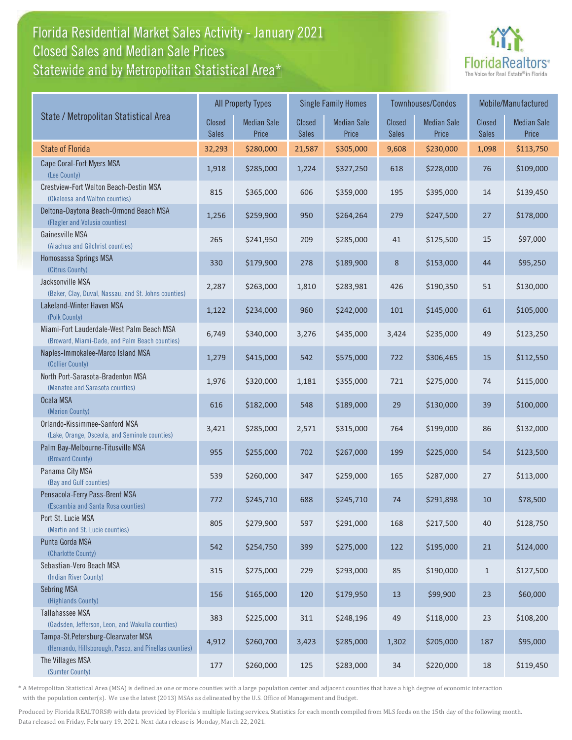# Florida Residential Market Sales Activity - January 2021
## Closed Sales and Median Sale Prices
## Statewide and by Metropolitan Statistical Area*

FloridaRealtors® The Voice for Real Estate® in Florida

| State / Metropolitan Statistical Area | All Property Types | | Single Family Homes | | Townhouses/Condos | | Mobile/Manufactured | |
|---|---|---|---|---|---|---|---|---|
| | Closed Sales | Median Sale Price | Closed Sales | Median Sale Price | Closed Sales | Median Sale Price | Closed Sales | Median Sale Price |
| State of Florida | 32,293 | $280,000 | 21,587 | $305,000 | 9,608 | $230,000 | 1,098 | $113,750 |
| Cape Coral-Fort Myers MSA (Lee County) | 1,918 | $285,000 | 1,224 | $327,250 | 618 | $228,000 | 76 | $109,000 |
| Crestview-Fort Walton Beach-Destin MSA (Okaloosa and Walton counties) | 815 | $365,000 | 606 | $359,000 | 195 | $395,000 | 14 | $139,450 |
| Deltona-Daytona Beach-Ormond Beach MSA (Flagler and Volusia counties) | 1,256 | $259,900 | 950 | $264,264 | 279 | $247,500 | 27 | $178,000 |
| Gainesville MSA (Alachua and Gilchrist counties) | 265 | $241,950 | 209 | $285,000 | 41 | $125,500 | 15 | $97,000 |
| Homosassa Springs MSA (Citrus County) | 330 | $179,900 | 278 | $189,900 | 8 | $153,000 | 44 | $95,250 |
| Jacksonville MSA (Baker, Clay, Duval, Nassau, and St. Johns counties) | 2,287 | $263,000 | 1,810 | $283,981 | 426 | $190,350 | 51 | $130,000 |
| Lakeland-Winter Haven MSA (Polk County) | 1,122 | $234,000 | 960 | $242,000 | 101 | $145,000 | 61 | $105,000 |
| Miami-Fort Lauderdale-West Palm Beach MSA (Broward, Miami-Dade, and Palm Beach counties) | 6,749 | $340,000 | 3,276 | $435,000 | 3,424 | $235,000 | 49 | $123,250 |
| Naples-Immokalee-Marco Island MSA (Collier County) | 1,279 | $415,000 | 542 | $575,000 | 722 | $306,465 | 15 | $112,550 |
| North Port-Sarasota-Bradenton MSA (Manatee and Sarasota counties) | 1,976 | $320,000 | 1,181 | $355,000 | 721 | $275,000 | 74 | $115,000 |
| Ocala MSA (Marion County) | 616 | $182,000 | 548 | $189,000 | 29 | $130,000 | 39 | $100,000 |
| Orlando-Kissimmee-Sanford MSA (Lake, Orange, Osceola, and Seminole counties) | 3,421 | $285,000 | 2,571 | $315,000 | 764 | $199,000 | 86 | $132,000 |
| Palm Bay-Melbourne-Titusville MSA (Brevard County) | 955 | $255,000 | 702 | $267,000 | 199 | $225,000 | 54 | $123,500 |
| Panama City MSA (Bay and Gulf counties) | 539 | $260,000 | 347 | $259,000 | 165 | $287,000 | 27 | $113,000 |
| Pensacola-Ferry Pass-Brent MSA (Escambia and Santa Rosa counties) | 772 | $245,710 | 688 | $245,710 | 74 | $291,898 | 10 | $78,500 |
| Port St. Lucie MSA (Martin and St. Lucie counties) | 805 | $279,900 | 597 | $291,000 | 168 | $217,500 | 40 | $128,750 |
| Punta Gorda MSA (Charlotte County) | 542 | $254,750 | 399 | $275,000 | 122 | $195,000 | 21 | $124,000 |
| Sebastian-Vero Beach MSA (Indian River County) | 315 | $275,000 | 229 | $293,000 | 85 | $190,000 | 1 | $127,500 |
| Sebring MSA (Highlands County) | 156 | $165,000 | 120 | $179,950 | 13 | $99,900 | 23 | $60,000 |
| Tallahassee MSA (Gadsden, Jefferson, Leon, and Wakulla counties) | 383 | $225,000 | 311 | $248,196 | 49 | $118,000 | 23 | $108,200 |
| Tampa-St.Petersburg-Clearwater MSA (Hernando, Hillsborough, Pasco, and Pinellas counties) | 4,912 | $260,700 | 3,423 | $285,000 | 1,302 | $205,000 | 187 | $95,000 |
| The Villages MSA (Sumter County) | 177 | $260,000 | 125 | $283,000 | 34 | $220,000 | 18 | $119,450 |

\* A Metropolitan Statistical Area (MSA) is defined as one or more counties with a large population center and adjacent counties that have a high degree of economic interaction with the population center(s). We use the latest (2013) MSAs as delineated by the U.S. Office of Management and Budget.

Produced by Florida REALTORS® with data provided by Florida's multiple listing services. Statistics for each month compiled from MLS feeds on the 15th day of the following month. Data released on Friday, February 19, 2021. Next data release is Monday, March 22, 2021.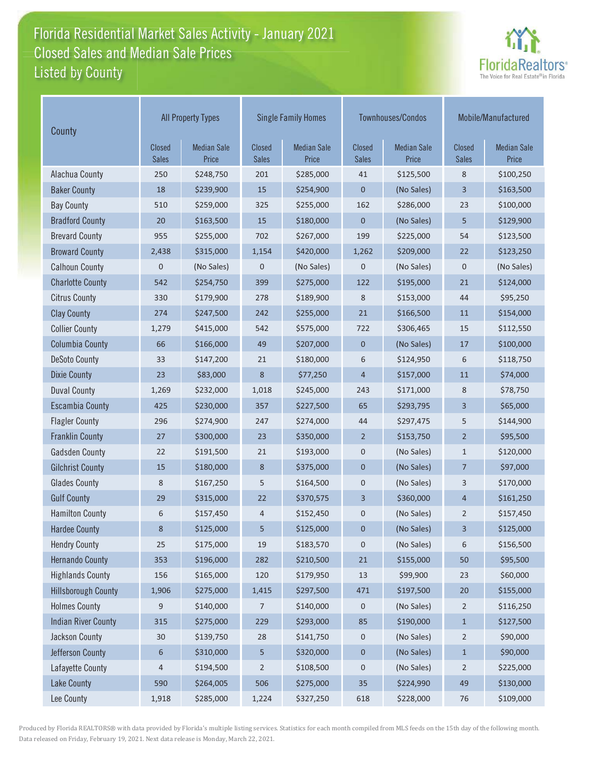# Florida Residential Market Sales Activity - January 2021
## Closed Sales and Median Sale Prices
### Listed by County

| County | All Property Types | | Single Family Homes | | Townhouses/Condos | | Mobile/Manufactured | |
|---|---|---|---|---|---|---|---|---|
| | Closed Sales | Median Sale Price | Closed Sales | Median Sale Price | Closed Sales | Median Sale Price | Closed Sales | Median Sale Price |
| Alachua County | 250 | $248,750 | 201 | $285,000 | 41 | $125,500 | 8 | $100,250 |
| Baker County | 18 | $239,900 | 15 | $254,900 | 0 | (No Sales) | 3 | $163,500 |
| Bay County | 510 | $259,000 | 325 | $255,000 | 162 | $286,000 | 23 | $100,000 |
| Bradford County | 20 | $163,500 | 15 | $180,000 | 0 | (No Sales) | 5 | $129,900 |
| Brevard County | 955 | $255,000 | 702 | $267,000 | 199 | $225,000 | 54 | $123,500 |
| Broward County | 2,438 | $315,000 | 1,154 | $420,000 | 1,262 | $209,000 | 22 | $123,250 |
| Calhoun County | 0 | (No Sales) | 0 | (No Sales) | 0 | (No Sales) | 0 | (No Sales) |
| Charlotte County | 542 | $254,750 | 399 | $275,000 | 122 | $195,000 | 21 | $124,000 |
| Citrus County | 330 | $179,900 | 278 | $189,900 | 8 | $153,000 | 44 | $95,250 |
| Clay County | 274 | $247,500 | 242 | $255,000 | 21 | $166,500 | 11 | $154,000 |
| Collier County | 1,279 | $415,000 | 542 | $575,000 | 722 | $306,465 | 15 | $112,550 |
| Columbia County | 66 | $166,000 | 49 | $207,000 | 0 | (No Sales) | 17 | $100,000 |
| DeSoto County | 33 | $147,200 | 21 | $180,000 | 6 | $124,950 | 6 | $118,750 |
| Dixie County | 23 | $83,000 | 8 | $77,250 | 4 | $157,000 | 11 | $74,000 |
| Duval County | 1,269 | $232,000 | 1,018 | $245,000 | 243 | $171,000 | 8 | $78,750 |
| Escambia County | 425 | $230,000 | 357 | $227,500 | 65 | $293,795 | 3 | $65,000 |
| Flagler County | 296 | $274,900 | 247 | $274,000 | 44 | $297,475 | 5 | $144,900 |
| Franklin County | 27 | $300,000 | 23 | $350,000 | 2 | $153,750 | 2 | $95,500 |
| Gadsden County | 22 | $191,500 | 21 | $193,000 | 0 | (No Sales) | 1 | $120,000 |
| Gilchrist County | 15 | $180,000 | 8 | $375,000 | 0 | (No Sales) | 7 | $97,000 |
| Glades County | 8 | $167,250 | 5 | $164,500 | 0 | (No Sales) | 3 | $170,000 |
| Gulf County | 29 | $315,000 | 22 | $370,575 | 3 | $360,000 | 4 | $161,250 |
| Hamilton County | 6 | $157,450 | 4 | $152,450 | 0 | (No Sales) | 2 | $157,450 |
| Hardee County | 8 | $125,000 | 5 | $125,000 | 0 | (No Sales) | 3 | $125,000 |
| Hendry County | 25 | $175,000 | 19 | $183,570 | 0 | (No Sales) | 6 | $156,500 |
| Hernando County | 353 | $196,000 | 282 | $210,500 | 21 | $155,000 | 50 | $95,500 |
| Highlands County | 156 | $165,000 | 120 | $179,950 | 13 | $99,900 | 23 | $60,000 |
| Hillsborough County | 1,906 | $275,000 | 1,415 | $297,500 | 471 | $197,500 | 20 | $155,000 |
| Holmes County | 9 | $140,000 | 7 | $140,000 | 0 | (No Sales) | 2 | $116,250 |
| Indian River County | 315 | $275,000 | 229 | $293,000 | 85 | $190,000 | 1 | $127,500 |
| Jackson County | 30 | $139,750 | 28 | $141,750 | 0 | (No Sales) | 2 | $90,000 |
| Jefferson County | 6 | $310,000 | 5 | $320,000 | 0 | (No Sales) | 1 | $90,000 |
| Lafayette County | 4 | $194,500 | 2 | $108,500 | 0 | (No Sales) | 2 | $225,000 |
| Lake County | 590 | $264,005 | 506 | $275,000 | 35 | $224,990 | 49 | $130,000 |
| Lee County | 1,918 | $285,000 | 1,224 | $327,250 | 618 | $228,000 | 76 | $109,000 |

Produced by Florida REALTORS® with data provided by Florida's multiple listing services. Statistics for each month compiled from MLS feeds on the 15th day of the following month. Data released on Friday, February 19, 2021. Next data release is Monday, March 22, 2021.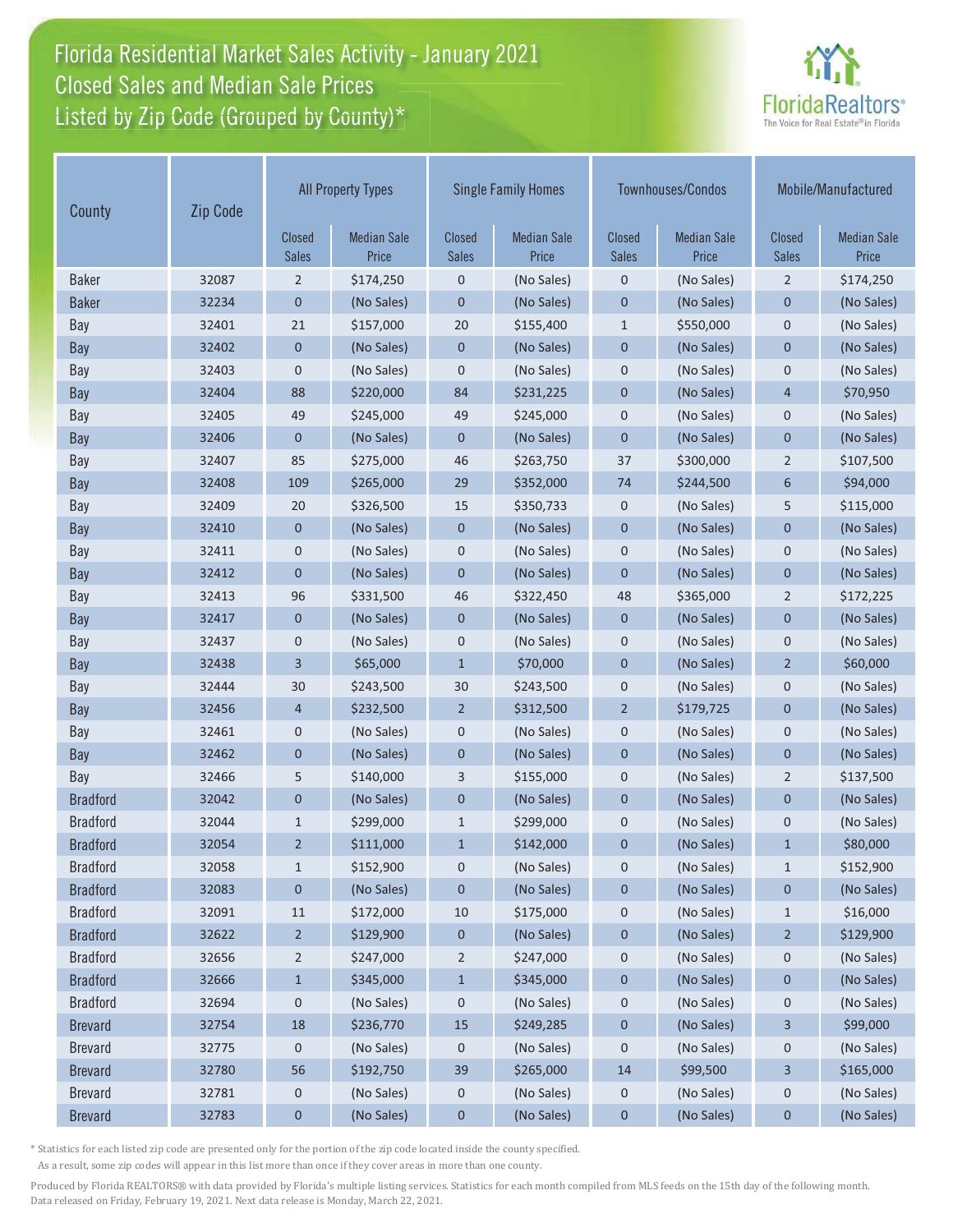# Florida Residential Market Sales Activity - January 2021
## Closed Sales and Median Sale Prices
## Listed by Zip Code (Grouped by County)*

| County | Zip Code | All Property Types | | Single Family Homes | | Townhouses/Condos | | Mobile/Manufactured | |
|---|---|---|---|---|---|---|---|---|---|
| | | Closed Sales | Median Sale Price | Closed Sales | Median Sale Price | Closed Sales | Median Sale Price | Closed Sales | Median Sale Price |
| Baker | 32087 | 2 | $174,250 | 0 | (No Sales) | 0 | (No Sales) | 2 | $174,250 |
| Baker | 32234 | 0 | (No Sales) | 0 | (No Sales) | 0 | (No Sales) | 0 | (No Sales) |
| Bay | 32401 | 21 | $157,000 | 20 | $155,400 | 1 | $550,000 | 0 | (No Sales) |
| Bay | 32402 | 0 | (No Sales) | 0 | (No Sales) | 0 | (No Sales) | 0 | (No Sales) |
| Bay | 32403 | 0 | (No Sales) | 0 | (No Sales) | 0 | (No Sales) | 0 | (No Sales) |
| Bay | 32404 | 88 | $220,000 | 84 | $231,225 | 0 | (No Sales) | 4 | $70,950 |
| Bay | 32405 | 49 | $245,000 | 49 | $245,000 | 0 | (No Sales) | 0 | (No Sales) |
| Bay | 32406 | 0 | (No Sales) | 0 | (No Sales) | 0 | (No Sales) | 0 | (No Sales) |
| Bay | 32407 | 85 | $275,000 | 46 | $263,750 | 37 | $300,000 | 2 | $107,500 |
| Bay | 32408 | 109 | $265,000 | 29 | $352,000 | 74 | $244,500 | 6 | $94,000 |
| Bay | 32409 | 20 | $326,500 | 15 | $350,733 | 0 | (No Sales) | 5 | $115,000 |
| Bay | 32410 | 0 | (No Sales) | 0 | (No Sales) | 0 | (No Sales) | 0 | (No Sales) |
| Bay | 32411 | 0 | (No Sales) | 0 | (No Sales) | 0 | (No Sales) | 0 | (No Sales) |
| Bay | 32412 | 0 | (No Sales) | 0 | (No Sales) | 0 | (No Sales) | 0 | (No Sales) |
| Bay | 32413 | 96 | $331,500 | 46 | $322,450 | 48 | $365,000 | 2 | $172,225 |
| Bay | 32417 | 0 | (No Sales) | 0 | (No Sales) | 0 | (No Sales) | 0 | (No Sales) |
| Bay | 32437 | 0 | (No Sales) | 0 | (No Sales) | 0 | (No Sales) | 0 | (No Sales) |
| Bay | 32438 | 3 | $65,000 | 1 | $70,000 | 0 | (No Sales) | 2 | $60,000 |
| Bay | 32444 | 30 | $243,500 | 30 | $243,500 | 0 | (No Sales) | 0 | (No Sales) |
| Bay | 32456 | 4 | $232,500 | 2 | $312,500 | 2 | $179,725 | 0 | (No Sales) |
| Bay | 32461 | 0 | (No Sales) | 0 | (No Sales) | 0 | (No Sales) | 0 | (No Sales) |
| Bay | 32462 | 0 | (No Sales) | 0 | (No Sales) | 0 | (No Sales) | 0 | (No Sales) |
| Bay | 32466 | 5 | $140,000 | 3 | $155,000 | 0 | (No Sales) | 2 | $137,500 |
| Bradford | 32042 | 0 | (No Sales) | 0 | (No Sales) | 0 | (No Sales) | 0 | (No Sales) |
| Bradford | 32044 | 1 | $299,000 | 1 | $299,000 | 0 | (No Sales) | 0 | (No Sales) |
| Bradford | 32054 | 2 | $111,000 | 1 | $142,000 | 0 | (No Sales) | 1 | $80,000 |
| Bradford | 32058 | 1 | $152,900 | 0 | (No Sales) | 0 | (No Sales) | 1 | $152,900 |
| Bradford | 32083 | 0 | (No Sales) | 0 | (No Sales) | 0 | (No Sales) | 0 | (No Sales) |
| Bradford | 32091 | 11 | $172,000 | 10 | $175,000 | 0 | (No Sales) | 1 | $16,000 |
| Bradford | 32622 | 2 | $129,900 | 0 | (No Sales) | 0 | (No Sales) | 2 | $129,900 |
| Bradford | 32656 | 2 | $247,000 | 2 | $247,000 | 0 | (No Sales) | 0 | (No Sales) |
| Bradford | 32666 | 1 | $345,000 | 1 | $345,000 | 0 | (No Sales) | 0 | (No Sales) |
| Bradford | 32694 | 0 | (No Sales) | 0 | (No Sales) | 0 | (No Sales) | 0 | (No Sales) |
| Brevard | 32754 | 18 | $236,770 | 15 | $249,285 | 0 | (No Sales) | 3 | $99,000 |
| Brevard | 32775 | 0 | (No Sales) | 0 | (No Sales) | 0 | (No Sales) | 0 | (No Sales) |
| Brevard | 32780 | 56 | $192,750 | 39 | $265,000 | 14 | $99,500 | 3 | $165,000 |
| Brevard | 32781 | 0 | (No Sales) | 0 | (No Sales) | 0 | (No Sales) | 0 | (No Sales) |
| Brevard | 32783 | 0 | (No Sales) | 0 | (No Sales) | 0 | (No Sales) | 0 | (No Sales) |

\* Statistics for each listed zip code are presented only for the portion of the zip code located inside the county specified.
As a result, some zip codes will appear in this list more than once if they cover areas in more than one county.

Produced by Florida REALTORS® with data provided by Florida's multiple listing services. Statistics for each month compiled from MLS feeds on the 15th day of the following month.
Data released on Friday, February 19, 2021. Next data release is Monday, March 22, 2021.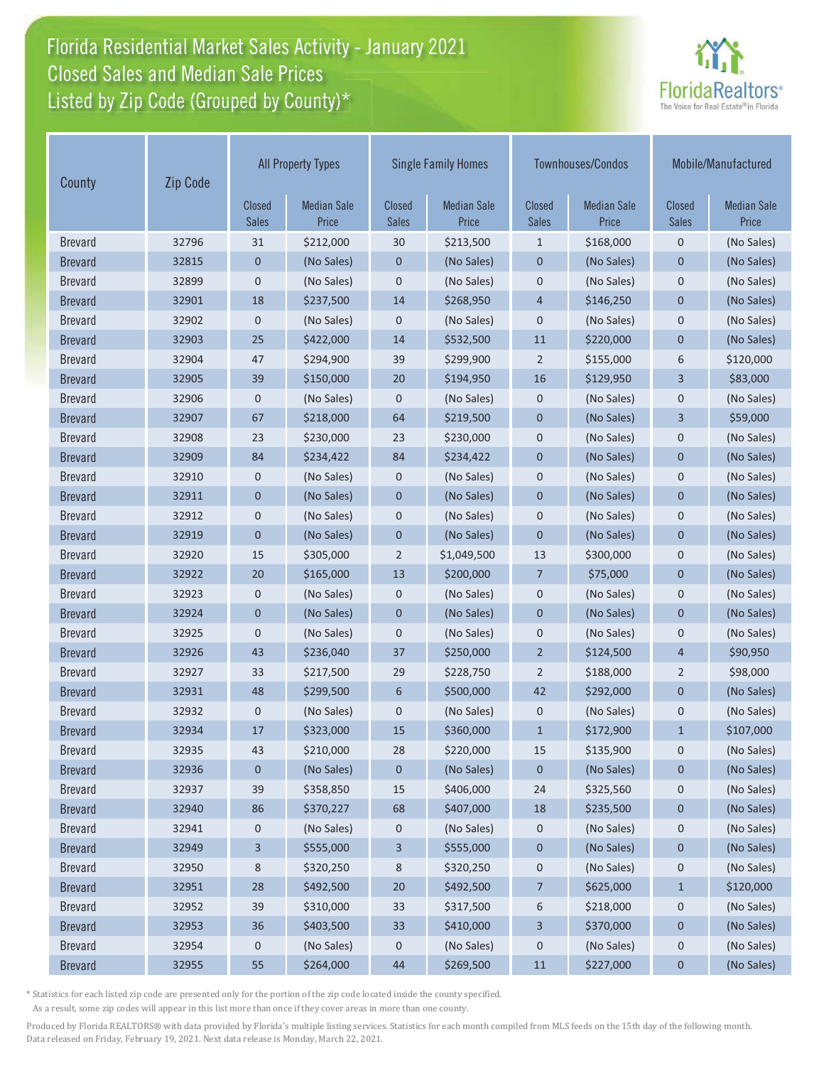# Florida Residential Market Sales Activity - January 2021
## Closed Sales and Median Sale Prices
## Listed by Zip Code (Grouped by County)*

| County | Zip Code | All Property Types | | Single Family Homes | | Townhouses/Condos | | Mobile/Manufactured | |
|---|---|---|---|---|---|---|---|---|---|
| | | Closed Sales | Median Sale Price | Closed Sales | Median Sale Price | Closed Sales | Median Sale Price | Closed Sales | Median Sale Price |
| Brevard | 32796 | 31 | $212,000 | 30 | $213,500 | 1 | $168,000 | 0 | (No Sales) |
| Brevard | 32815 | 0 | (No Sales) | 0 | (No Sales) | 0 | (No Sales) | 0 | (No Sales) |
| Brevard | 32899 | 0 | (No Sales) | 0 | (No Sales) | 0 | (No Sales) | 0 | (No Sales) |
| Brevard | 32901 | 18 | $237,500 | 14 | $268,950 | 4 | $146,250 | 0 | (No Sales) |
| Brevard | 32902 | 0 | (No Sales) | 0 | (No Sales) | 0 | (No Sales) | 0 | (No Sales) |
| Brevard | 32903 | 25 | $422,000 | 14 | $532,500 | 11 | $220,000 | 0 | (No Sales) |
| Brevard | 32904 | 47 | $294,900 | 39 | $299,900 | 2 | $155,000 | 6 | $120,000 |
| Brevard | 32905 | 39 | $150,000 | 20 | $194,950 | 16 | $129,950 | 3 | $83,000 |
| Brevard | 32906 | 0 | (No Sales) | 0 | (No Sales) | 0 | (No Sales) | 0 | (No Sales) |
| Brevard | 32907 | 67 | $218,000 | 64 | $219,500 | 0 | (No Sales) | 3 | $59,000 |
| Brevard | 32908 | 23 | $230,000 | 23 | $230,000 | 0 | (No Sales) | 0 | (No Sales) |
| Brevard | 32909 | 84 | $234,422 | 84 | $234,422 | 0 | (No Sales) | 0 | (No Sales) |
| Brevard | 32910 | 0 | (No Sales) | 0 | (No Sales) | 0 | (No Sales) | 0 | (No Sales) |
| Brevard | 32911 | 0 | (No Sales) | 0 | (No Sales) | 0 | (No Sales) | 0 | (No Sales) |
| Brevard | 32912 | 0 | (No Sales) | 0 | (No Sales) | 0 | (No Sales) | 0 | (No Sales) |
| Brevard | 32919 | 0 | (No Sales) | 0 | (No Sales) | 0 | (No Sales) | 0 | (No Sales) |
| Brevard | 32920 | 15 | $305,000 | 2 | $1,049,500 | 13 | $300,000 | 0 | (No Sales) |
| Brevard | 32922 | 20 | $165,000 | 13 | $200,000 | 7 | $75,000 | 0 | (No Sales) |
| Brevard | 32923 | 0 | (No Sales) | 0 | (No Sales) | 0 | (No Sales) | 0 | (No Sales) |
| Brevard | 32924 | 0 | (No Sales) | 0 | (No Sales) | 0 | (No Sales) | 0 | (No Sales) |
| Brevard | 32925 | 0 | (No Sales) | 0 | (No Sales) | 0 | (No Sales) | 0 | (No Sales) |
| Brevard | 32926 | 43 | $236,040 | 37 | $250,000 | 2 | $124,500 | 4 | $90,950 |
| Brevard | 32927 | 33 | $217,500 | 29 | $228,750 | 2 | $188,000 | 2 | $98,000 |
| Brevard | 32931 | 48 | $299,500 | 6 | $500,000 | 42 | $292,000 | 0 | (No Sales) |
| Brevard | 32932 | 0 | (No Sales) | 0 | (No Sales) | 0 | (No Sales) | 0 | (No Sales) |
| Brevard | 32934 | 17 | $323,000 | 15 | $360,000 | 1 | $172,900 | 1 | $107,000 |
| Brevard | 32935 | 43 | $210,000 | 28 | $220,000 | 15 | $135,900 | 0 | (No Sales) |
| Brevard | 32936 | 0 | (No Sales) | 0 | (No Sales) | 0 | (No Sales) | 0 | (No Sales) |
| Brevard | 32937 | 39 | $358,850 | 15 | $406,000 | 24 | $325,560 | 0 | (No Sales) |
| Brevard | 32940 | 86 | $370,227 | 68 | $407,000 | 18 | $235,500 | 0 | (No Sales) |
| Brevard | 32941 | 0 | (No Sales) | 0 | (No Sales) | 0 | (No Sales) | 0 | (No Sales) |
| Brevard | 32949 | 3 | $555,000 | 3 | $555,000 | 0 | (No Sales) | 0 | (No Sales) |
| Brevard | 32950 | 8 | $320,250 | 8 | $320,250 | 0 | (No Sales) | 0 | (No Sales) |
| Brevard | 32951 | 28 | $492,500 | 20 | $492,500 | 7 | $625,000 | 1 | $120,000 |
| Brevard | 32952 | 39 | $310,000 | 33 | $317,500 | 6 | $218,000 | 0 | (No Sales) |
| Brevard | 32953 | 36 | $403,500 | 33 | $410,000 | 3 | $370,000 | 0 | (No Sales) |
| Brevard | 32954 | 0 | (No Sales) | 0 | (No Sales) | 0 | (No Sales) | 0 | (No Sales) |
| Brevard | 32955 | 55 | $264,000 | 44 | $269,500 | 11 | $227,000 | 0 | (No Sales) |

\* Statistics for each listed zip code are presented only for the portion of the zip code located inside the county specified. As a result, some zip codes will appear in this list more than once if they cover areas in more than one county.

Produced by Florida REALTORS® with data provided by Florida's multiple listing services. Statistics for each month compiled from MLS feeds on the 15th day of the following month. Data released on Friday, February 19, 2021. Next data release is Monday, March 22, 2021.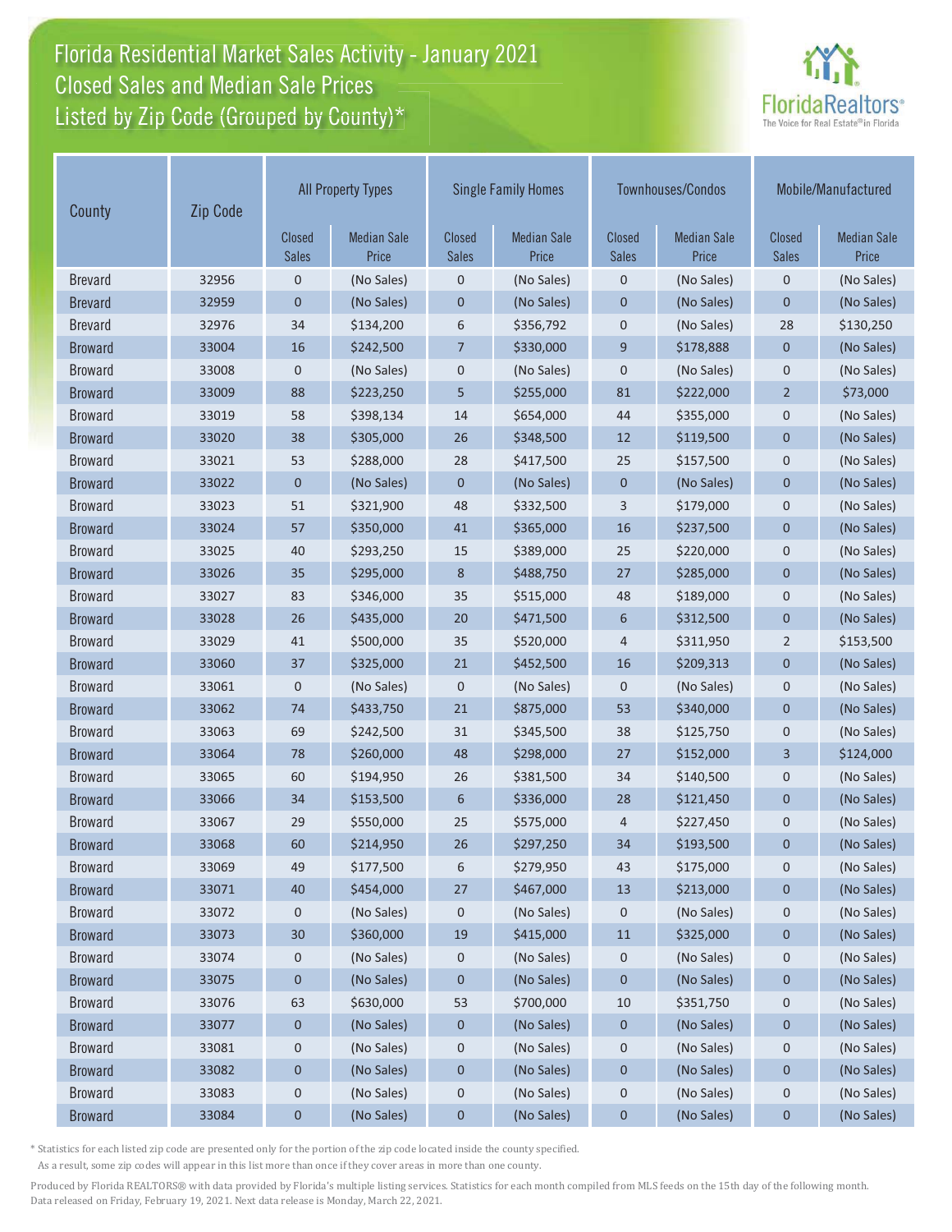# Florida Residential Market Sales Activity - January 2021
## Closed Sales and Median Sale Prices
## Listed by Zip Code (Grouped by County)*

| County | Zip Code | All Property Types | | Single Family Homes | | Townhouses/Condos | | Mobile/Manufactured | |
|---|---|---|---|---|---|---|---|---|---|
| | | Closed Sales | Median Sale Price | Closed Sales | Median Sale Price | Closed Sales | Median Sale Price | Closed Sales | Median Sale Price |
| Brevard | 32956 | 0 | (No Sales) | 0 | (No Sales) | 0 | (No Sales) | 0 | (No Sales) |
| Brevard | 32959 | 0 | (No Sales) | 0 | (No Sales) | 0 | (No Sales) | 0 | (No Sales) |
| Brevard | 32976 | 34 | $134,200 | 6 | $356,792 | 0 | (No Sales) | 28 | $130,250 |
| Broward | 33004 | 16 | $242,500 | 7 | $330,000 | 9 | $178,888 | 0 | (No Sales) |
| Broward | 33008 | 0 | (No Sales) | 0 | (No Sales) | 0 | (No Sales) | 0 | (No Sales) |
| Broward | 33009 | 88 | $223,250 | 5 | $255,000 | 81 | $222,000 | 2 | $73,000 |
| Broward | 33019 | 58 | $398,134 | 14 | $654,000 | 44 | $355,000 | 0 | (No Sales) |
| Broward | 33020 | 38 | $305,000 | 26 | $348,500 | 12 | $119,500 | 0 | (No Sales) |
| Broward | 33021 | 53 | $288,000 | 28 | $417,500 | 25 | $157,500 | 0 | (No Sales) |
| Broward | 33022 | 0 | (No Sales) | 0 | (No Sales) | 0 | (No Sales) | 0 | (No Sales) |
| Broward | 33023 | 51 | $321,900 | 48 | $332,500 | 3 | $179,000 | 0 | (No Sales) |
| Broward | 33024 | 57 | $350,000 | 41 | $365,000 | 16 | $237,500 | 0 | (No Sales) |
| Broward | 33025 | 40 | $293,250 | 15 | $389,000 | 25 | $220,000 | 0 | (No Sales) |
| Broward | 33026 | 35 | $295,000 | 8 | $488,750 | 27 | $285,000 | 0 | (No Sales) |
| Broward | 33027 | 83 | $346,000 | 35 | $515,000 | 48 | $189,000 | 0 | (No Sales) |
| Broward | 33028 | 26 | $435,000 | 20 | $471,500 | 6 | $312,500 | 0 | (No Sales) |
| Broward | 33029 | 41 | $500,000 | 35 | $520,000 | 4 | $311,950 | 2 | $153,500 |
| Broward | 33060 | 37 | $325,000 | 21 | $452,500 | 16 | $209,313 | 0 | (No Sales) |
| Broward | 33061 | 0 | (No Sales) | 0 | (No Sales) | 0 | (No Sales) | 0 | (No Sales) |
| Broward | 33062 | 74 | $433,750 | 21 | $875,000 | 53 | $340,000 | 0 | (No Sales) |
| Broward | 33063 | 69 | $242,500 | 31 | $345,500 | 38 | $125,750 | 0 | (No Sales) |
| Broward | 33064 | 78 | $260,000 | 48 | $298,000 | 27 | $152,000 | 3 | $124,000 |
| Broward | 33065 | 60 | $194,950 | 26 | $381,500 | 34 | $140,500 | 0 | (No Sales) |
| Broward | 33066 | 34 | $153,500 | 6 | $336,000 | 28 | $121,450 | 0 | (No Sales) |
| Broward | 33067 | 29 | $550,000 | 25 | $575,000 | 4 | $227,450 | 0 | (No Sales) |
| Broward | 33068 | 60 | $214,950 | 26 | $297,250 | 34 | $193,500 | 0 | (No Sales) |
| Broward | 33069 | 49 | $177,500 | 6 | $279,950 | 43 | $175,000 | 0 | (No Sales) |
| Broward | 33071 | 40 | $454,000 | 27 | $467,000 | 13 | $213,000 | 0 | (No Sales) |
| Broward | 33072 | 0 | (No Sales) | 0 | (No Sales) | 0 | (No Sales) | 0 | (No Sales) |
| Broward | 33073 | 30 | $360,000 | 19 | $415,000 | 11 | $325,000 | 0 | (No Sales) |
| Broward | 33074 | 0 | (No Sales) | 0 | (No Sales) | 0 | (No Sales) | 0 | (No Sales) |
| Broward | 33075 | 0 | (No Sales) | 0 | (No Sales) | 0 | (No Sales) | 0 | (No Sales) |
| Broward | 33076 | 63 | $630,000 | 53 | $700,000 | 10 | $351,750 | 0 | (No Sales) |
| Broward | 33077 | 0 | (No Sales) | 0 | (No Sales) | 0 | (No Sales) | 0 | (No Sales) |
| Broward | 33081 | 0 | (No Sales) | 0 | (No Sales) | 0 | (No Sales) | 0 | (No Sales) |
| Broward | 33082 | 0 | (No Sales) | 0 | (No Sales) | 0 | (No Sales) | 0 | (No Sales) |
| Broward | 33083 | 0 | (No Sales) | 0 | (No Sales) | 0 | (No Sales) | 0 | (No Sales) |
| Broward | 33084 | 0 | (No Sales) | 0 | (No Sales) | 0 | (No Sales) | 0 | (No Sales) |

* Statistics for each listed zip code are presented only for the portion of the zip code located inside the county specified. As a result, some zip codes will appear in this list more than once if they cover areas in more than one county.

Produced by Florida REALTORS® with data provided by Florida's multiple listing services. Statistics for each month compiled from MLS feeds on the 15th day of the following month. Data released on Friday, February 19, 2021. Next data release is Monday, March 22, 2021.